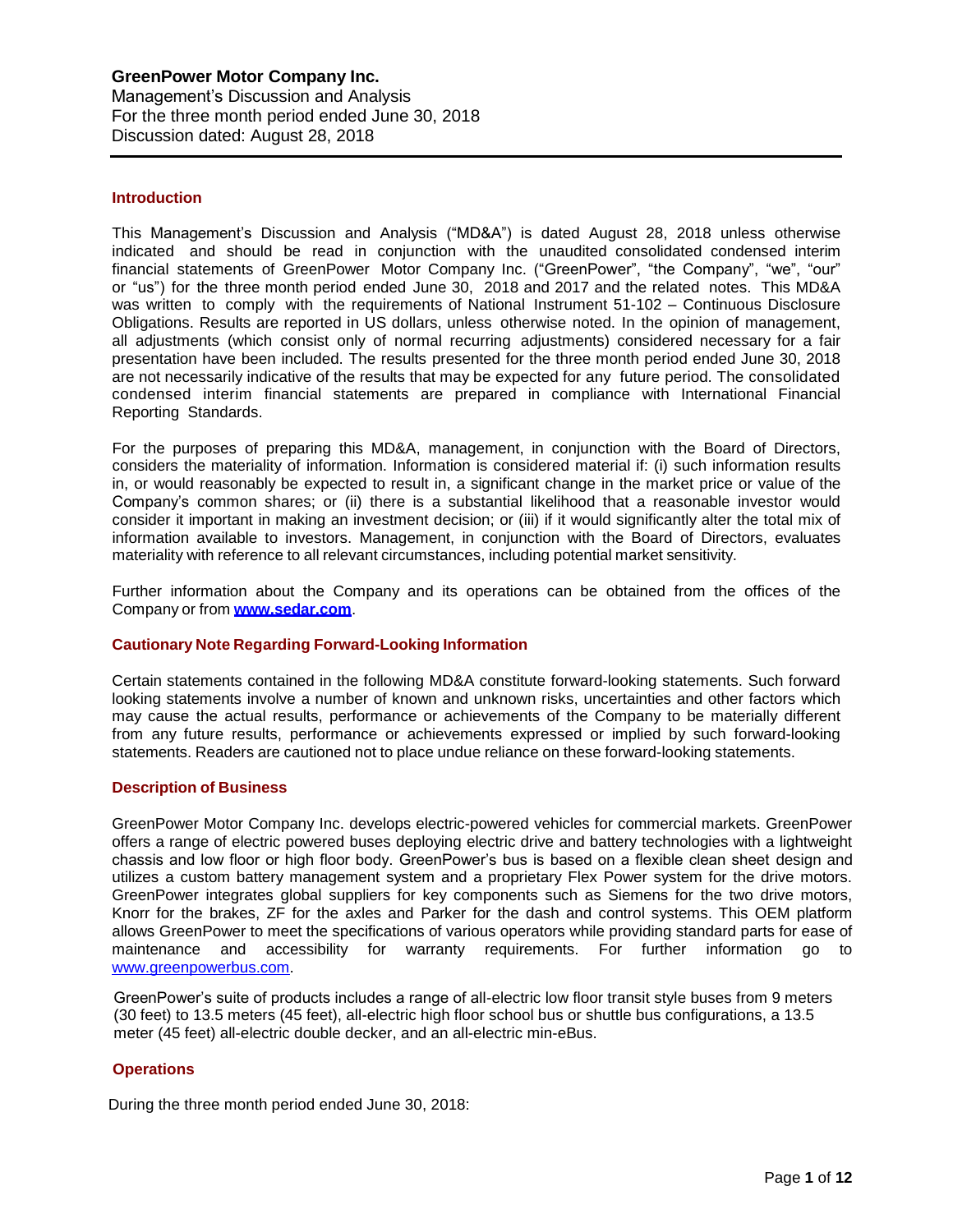**GreenPower Motor Company Inc.**
Management's Discussion and Analysis
For the three month period ended June 30, 2018
Discussion dated: August 28, 2018

## Introduction

This Management's Discussion and Analysis ("MD&A") is dated August 28, 2018 unless otherwise indicated and should be read in conjunction with the unaudited consolidated condensed interim financial statements of GreenPower Motor Company Inc. ("GreenPower", "the Company", "we", "our" or "us") for the three month period ended June 30, 2018 and 2017 and the related notes. This MD&A was written to comply with the requirements of National Instrument 51-102 – Continuous Disclosure Obligations. Results are reported in US dollars, unless otherwise noted. In the opinion of management, all adjustments (which consist only of normal recurring adjustments) considered necessary for a fair presentation have been included. The results presented for the three month period ended June 30, 2018 are not necessarily indicative of the results that may be expected for any future period. The consolidated condensed interim financial statements are prepared in compliance with International Financial Reporting Standards.

For the purposes of preparing this MD&A, management, in conjunction with the Board of Directors, considers the materiality of information. Information is considered material if: (i) such information results in, or would reasonably be expected to result in, a significant change in the market price or value of the Company's common shares; or (ii) there is a substantial likelihood that a reasonable investor would consider it important in making an investment decision; or (iii) if it would significantly alter the total mix of information available to investors. Management, in conjunction with the Board of Directors, evaluates materiality with reference to all relevant circumstances, including potential market sensitivity.

Further information about the Company and its operations can be obtained from the offices of the Company or from **www.sedar.com**.

## Cautionary Note Regarding Forward-Looking Information

Certain statements contained in the following MD&A constitute forward-looking statements. Such forward looking statements involve a number of known and unknown risks, uncertainties and other factors which may cause the actual results, performance or achievements of the Company to be materially different from any future results, performance or achievements expressed or implied by such forward-looking statements. Readers are cautioned not to place undue reliance on these forward-looking statements.

## Description of Business

GreenPower Motor Company Inc. develops electric-powered vehicles for commercial markets. GreenPower offers a range of electric powered buses deploying electric drive and battery technologies with a lightweight chassis and low floor or high floor body. GreenPower's bus is based on a flexible clean sheet design and utilizes a custom battery management system and a proprietary Flex Power system for the drive motors. GreenPower integrates global suppliers for key components such as Siemens for the two drive motors, Knorr for the brakes, ZF for the axles and Parker for the dash and control systems. This OEM platform allows GreenPower to meet the specifications of various operators while providing standard parts for ease of maintenance and accessibility for warranty requirements. For further information go to www.greenpowerbus.com.

GreenPower's suite of products includes a range of all-electric low floor transit style buses from 9 meters (30 feet) to 13.5 meters (45 feet), all-electric high floor school bus or shuttle bus configurations, a 13.5 meter (45 feet) all-electric double decker, and an all-electric min-eBus.

## Operations

During the three month period ended June 30, 2018: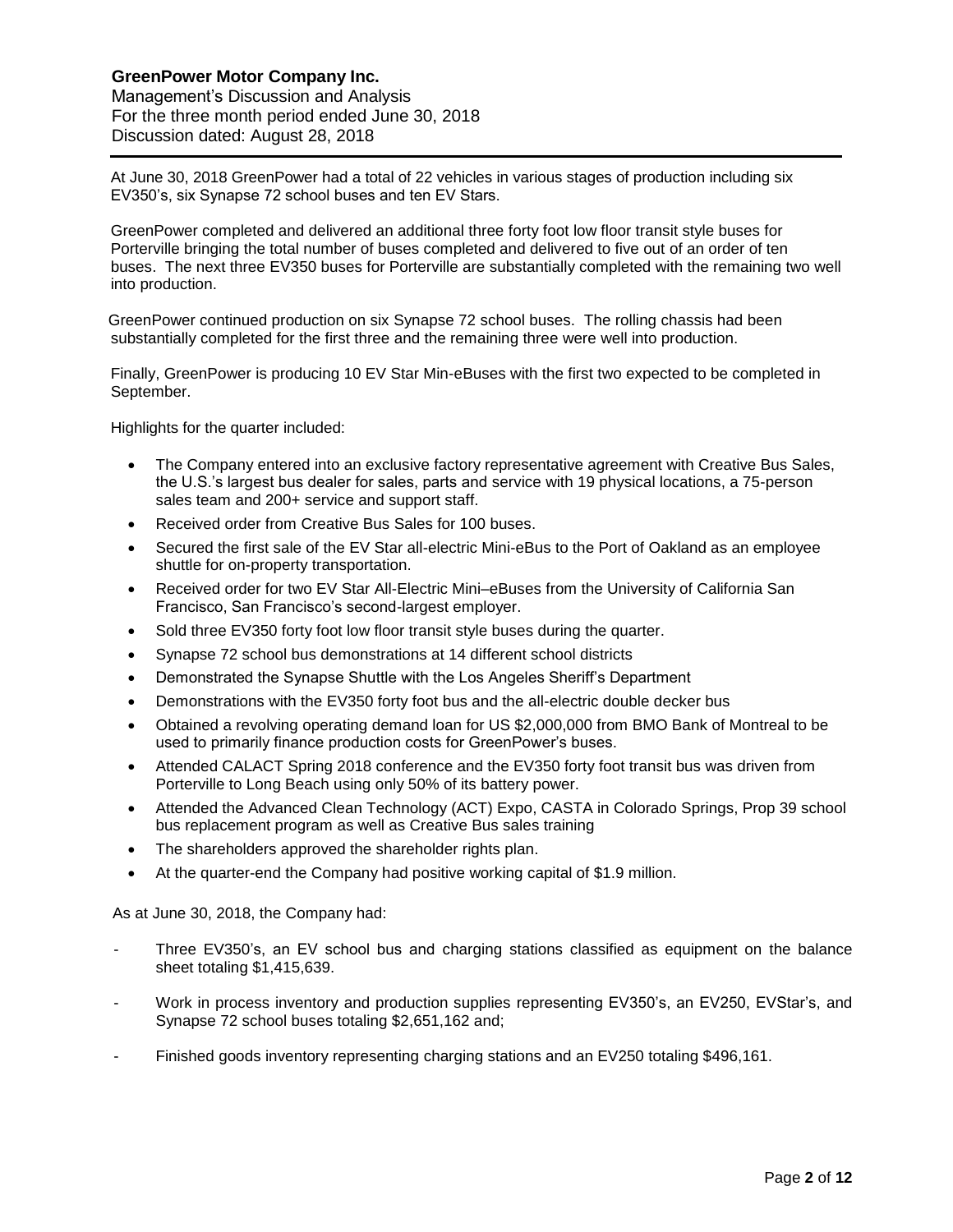At June 30, 2018 GreenPower had a total of 22 vehicles in various stages of production including six EV350's, six Synapse 72 school buses and ten EV Stars.

GreenPower completed and delivered an additional three forty foot low floor transit style buses for Porterville bringing the total number of buses completed and delivered to five out of an order of ten buses. The next three EV350 buses for Porterville are substantially completed with the remaining two well into production.

GreenPower continued production on six Synapse 72 school buses. The rolling chassis had been substantially completed for the first three and the remaining three were well into production.

Finally, GreenPower is producing 10 EV Star Min-eBuses with the first two expected to be completed in September.

Highlights for the quarter included:

- The Company entered into an exclusive factory representative agreement with Creative Bus Sales, the U.S.'s largest bus dealer for sales, parts and service with 19 physical locations, a 75-person sales team and 200+ service and support staff.
- Received order from Creative Bus Sales for 100 buses.
- Secured the first sale of the EV Star all-electric Mini-eBus to the Port of Oakland as an employee shuttle for on-property transportation.
- Received order for two EV Star All-Electric Mini–eBuses from the University of California San Francisco, San Francisco's second-largest employer.
- Sold three EV350 forty foot low floor transit style buses during the quarter.
- Synapse 72 school bus demonstrations at 14 different school districts
- Demonstrated the Synapse Shuttle with the Los Angeles Sheriff's Department
- Demonstrations with the EV350 forty foot bus and the all-electric double decker bus
- Obtained a revolving operating demand loan for US $2,000,000 from BMO Bank of Montreal to be used to primarily finance production costs for GreenPower's buses.
- Attended CALACT Spring 2018 conference and the EV350 forty foot transit bus was driven from Porterville to Long Beach using only 50% of its battery power.
- Attended the Advanced Clean Technology (ACT) Expo, CASTA in Colorado Springs, Prop 39 school bus replacement program as well as Creative Bus sales training
- The shareholders approved the shareholder rights plan.
- At the quarter-end the Company had positive working capital of $1.9 million.

As at June 30, 2018, the Company had:

- Three EV350's, an EV school bus and charging stations classified as equipment on the balance sheet totaling $1,415,639.
- Work in process inventory and production supplies representing EV350's, an EV250, EVStar's, and Synapse 72 school buses totaling $2,651,162 and;
- Finished goods inventory representing charging stations and an EV250 totaling $496,161.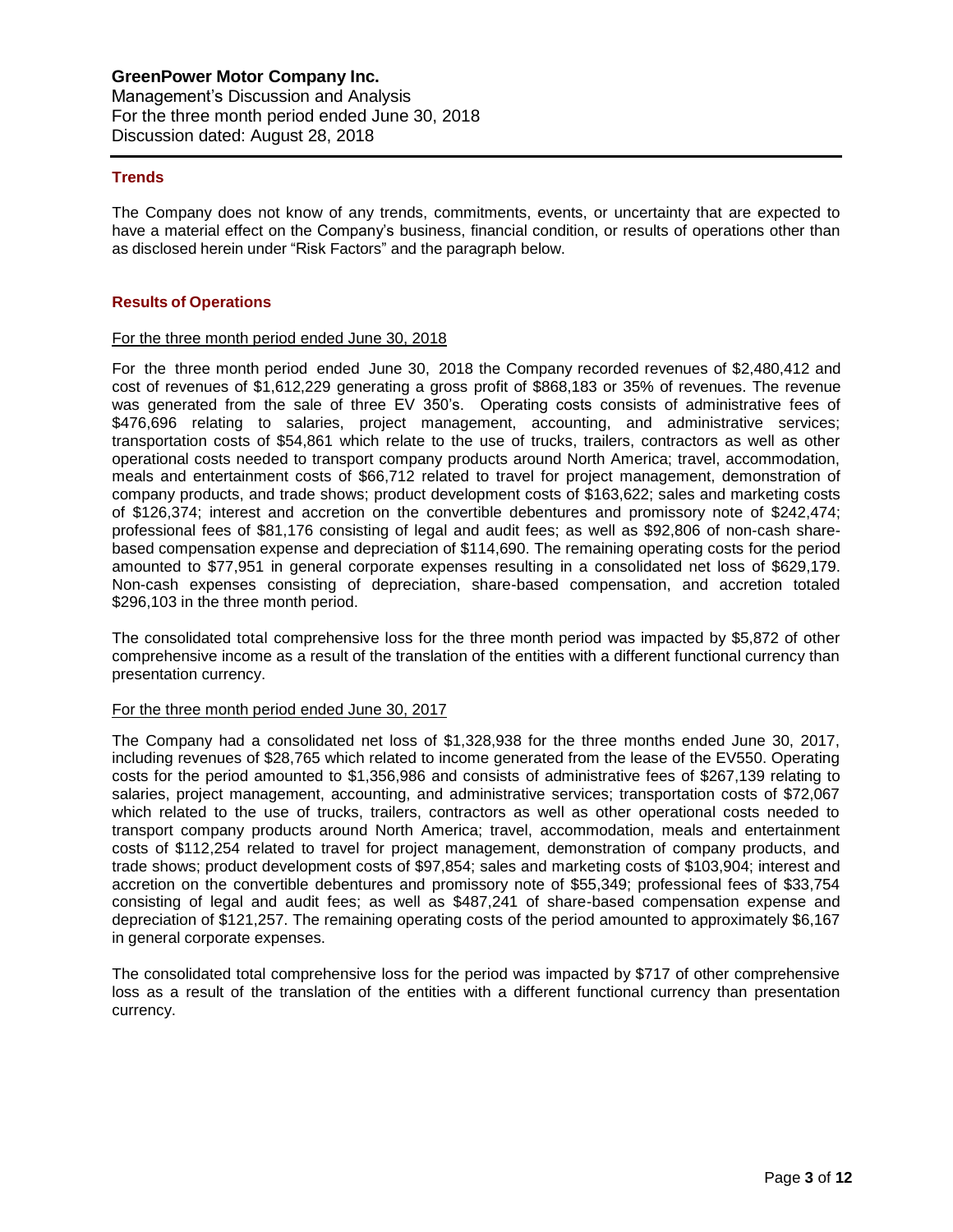## Trends

The Company does not know of any trends, commitments, events, or uncertainty that are expected to have a material effect on the Company's business, financial condition, or results of operations other than as disclosed herein under "Risk Factors" and the paragraph below.

## Results of Operations

For the three month period ended June 30, 2018

For the three month period ended June 30, 2018 the Company recorded revenues of $2,480,412 and cost of revenues of $1,612,229 generating a gross profit of $868,183 or 35% of revenues. The revenue was generated from the sale of three EV 350's. Operating costs consists of administrative fees of $476,696 relating to salaries, project management, accounting, and administrative services; transportation costs of $54,861 which relate to the use of trucks, trailers, contractors as well as other operational costs needed to transport company products around North America; travel, accommodation, meals and entertainment costs of $66,712 related to travel for project management, demonstration of company products, and trade shows; product development costs of $163,622; sales and marketing costs of $126,374; interest and accretion on the convertible debentures and promissory note of $242,474; professional fees of $81,176 consisting of legal and audit fees; as well as $92,806 of non-cash share-based compensation expense and depreciation of $114,690. The remaining operating costs for the period amounted to $77,951 in general corporate expenses resulting in a consolidated net loss of $629,179. Non-cash expenses consisting of depreciation, share-based compensation, and accretion totaled $296,103 in the three month period.

The consolidated total comprehensive loss for the three month period was impacted by $5,872 of other comprehensive income as a result of the translation of the entities with a different functional currency than presentation currency.

For the three month period ended June 30, 2017

The Company had a consolidated net loss of $1,328,938 for the three months ended June 30, 2017, including revenues of $28,765 which related to income generated from the lease of the EV550. Operating costs for the period amounted to $1,356,986 and consists of administrative fees of $267,139 relating to salaries, project management, accounting, and administrative services; transportation costs of $72,067 which related to the use of trucks, trailers, contractors as well as other operational costs needed to transport company products around North America; travel, accommodation, meals and entertainment costs of $112,254 related to travel for project management, demonstration of company products, and trade shows; product development costs of $97,854; sales and marketing costs of $103,904; interest and accretion on the convertible debentures and promissory note of $55,349; professional fees of $33,754 consisting of legal and audit fees; as well as $487,241 of share-based compensation expense and depreciation of $121,257. The remaining operating costs of the period amounted to approximately $6,167 in general corporate expenses.

The consolidated total comprehensive loss for the period was impacted by $717 of other comprehensive loss as a result of the translation of the entities with a different functional currency than presentation currency.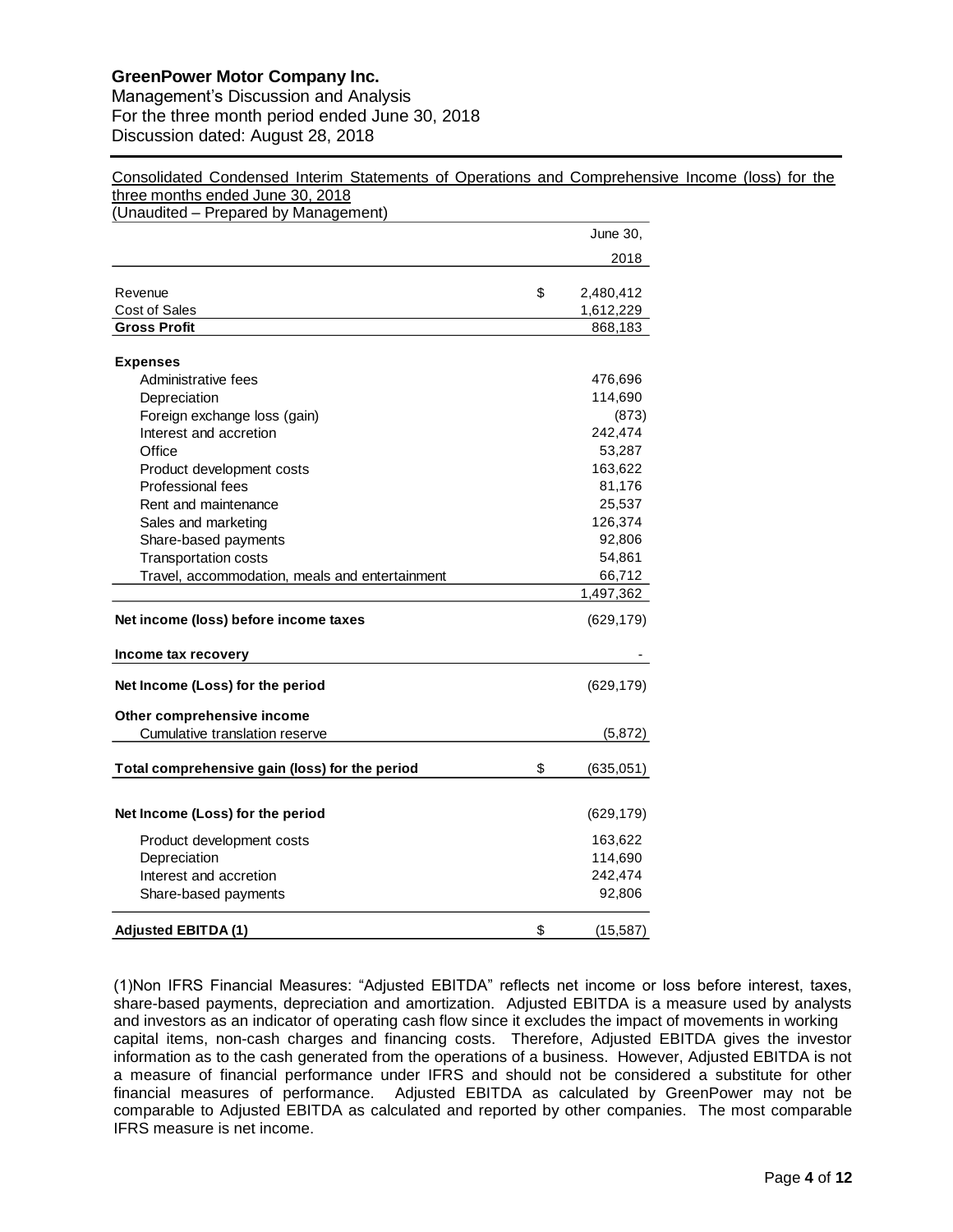Consolidated Condensed Interim Statements of Operations and Comprehensive Income (loss) for the three months ended June 30, 2018
(Unaudited – Prepared by Management)

| | | June 30, 2018 |
|---|---|---|
| Revenue | $ | 2,480,412 |
| Cost of Sales | | 1,612,229 |
| **Gross Profit** | | 868,183 |
| **Expenses** | | |
| Administrative fees | | 476,696 |
| Depreciation | | 114,690 |
| Foreign exchange loss (gain) | | (873) |
| Interest and accretion | | 242,474 |
| Office | | 53,287 |
| Product development costs | | 163,622 |
| Professional fees | | 81,176 |
| Rent and maintenance | | 25,537 |
| Sales and marketing | | 126,374 |
| Share-based payments | | 92,806 |
| Transportation costs | | 54,861 |
| Travel, accommodation, meals and entertainment | | 66,712 |
| | | 1,497,362 |
| **Net income (loss) before income taxes** | | (629,179) |
| **Income tax recovery** | | - |
| **Net Income (Loss) for the period** | | (629,179) |
| **Other comprehensive income** | | |
| Cumulative translation reserve | | (5,872) |
| **Total comprehensive gain (loss) for the period** | $ | (635,051) |
| **Net Income (Loss) for the period** | | (629,179) |
| Product development costs | | 163,622 |
| Depreciation | | 114,690 |
| Interest and accretion | | 242,474 |
| Share-based payments | | 92,806 |
| **Adjusted EBITDA (1)** | $ | (15,587) |

(1)Non IFRS Financial Measures: "Adjusted EBITDA" reflects net income or loss before interest, taxes, share-based payments, depreciation and amortization. Adjusted EBITDA is a measure used by analysts and investors as an indicator of operating cash flow since it excludes the impact of movements in working capital items, non-cash charges and financing costs. Therefore, Adjusted EBITDA gives the investor information as to the cash generated from the operations of a business. However, Adjusted EBITDA is not a measure of financial performance under IFRS and should not be considered a substitute for other financial measures of performance. Adjusted EBITDA as calculated by GreenPower may not be comparable to Adjusted EBITDA as calculated and reported by other companies. The most comparable IFRS measure is net income.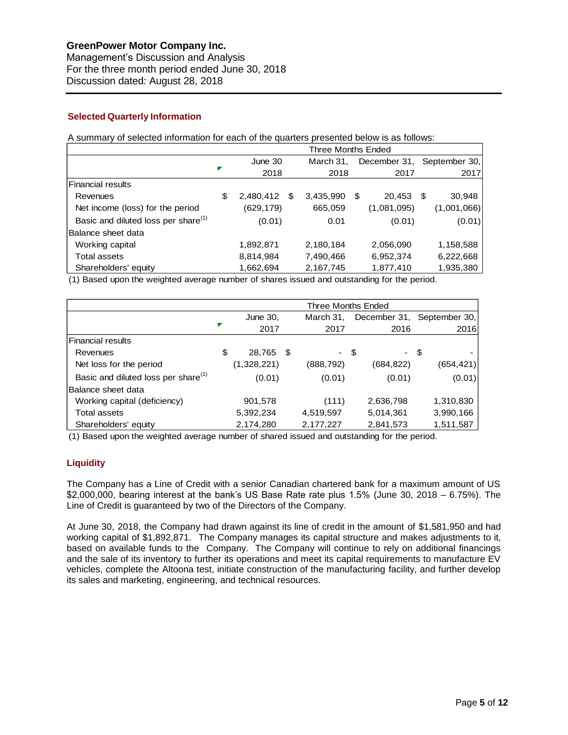## Selected Quarterly Information

A summary of selected information for each of the quarters presented below is as follows:

| | Three Months Ended | | | |
|---|---|---|---|---|
| | June 30 2018 | March 31, 2018 | December 31, 2017 | September 30, 2017 |
| Financial results | | | | |
| Revenues | $ 2,480,412 | $ 3,435,990 | $ 20,453 | $ 30,948 |
| Net income (loss) for the period | (629,179) | 665,059 | (1,081,095) | (1,001,066) |
| Basic and diluted loss per share(1) | (0.01) | 0.01 | (0.01) | (0.01) |
| Balance sheet data | | | | |
| Working capital | 1,892,871 | 2,180,184 | 2,056,090 | 1,158,588 |
| Total assets | 8,814,984 | 7,490,466 | 6,952,374 | 6,222,668 |
| Shareholders' equity | 1,662,694 | 2,167,745 | 1,877,410 | 1,935,380 |

(1) Based upon the weighted average number of shares issued and outstanding for the period.

| | Three Months Ended | | | |
|---|---|---|---|---|
| | June 30, 2017 | March 31, 2017 | December 31, 2016 | September 30, 2016 |
| Financial results | | | | |
| Revenues | $ 28,765 | $ - | $ - | $ - |
| Net loss for the period | (1,328,221) | (888,792) | (684,822) | (654,421) |
| Basic and diluted loss per share(1) | (0.01) | (0.01) | (0.01) | (0.01) |
| Balance sheet data | | | | |
| Working capital (deficiency) | 901,578 | (111) | 2,636,798 | 1,310,830 |
| Total assets | 5,392,234 | 4,519,597 | 5,014,361 | 3,990,166 |
| Shareholders' equity | 2,174,280 | 2,177,227 | 2,841,573 | 1,511,587 |

(1) Based upon the weighted average number of shared issued and outstanding for the period.

## Liquidity

The Company has a Line of Credit with a senior Canadian chartered bank for a maximum amount of US $2,000,000, bearing interest at the bank's US Base Rate rate plus 1.5% (June 30, 2018 – 6.75%). The Line of Credit is guaranteed by two of the Directors of the Company.

At June 30, 2018, the Company had drawn against its line of credit in the amount of $1,581,950 and had working capital of $1,892,871. The Company manages its capital structure and makes adjustments to it, based on available funds to the Company. The Company will continue to rely on additional financings and the sale of its inventory to further its operations and meet its capital requirements to manufacture EV vehicles, complete the Altoona test, initiate construction of the manufacturing facility, and further develop its sales and marketing, engineering, and technical resources.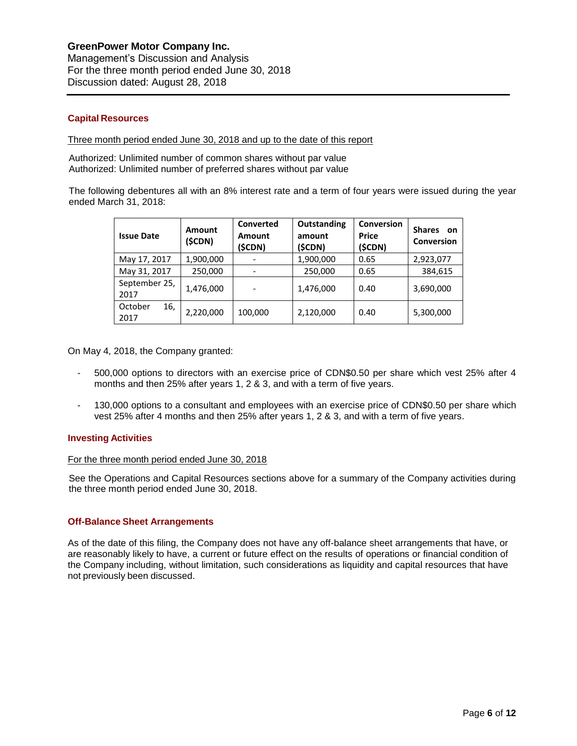## Capital Resources

Three month period ended June 30, 2018 and up to the date of this report

Authorized: Unlimited number of common shares without par value
Authorized: Unlimited number of preferred shares without par value

The following debentures all with an 8% interest rate and a term of four years were issued during the year ended March 31, 2018:

| Issue Date | Amount ($CDN) | Converted Amount ($CDN) | Outstanding amount ($CDN) | Conversion Price ($CDN) | Shares on Conversion |
|---|---|---|---|---|---|
| May 17, 2017 | 1,900,000 | - | 1,900,000 | 0.65 | 2,923,077 |
| May 31, 2017 | 250,000 | - | 250,000 | 0.65 | 384,615 |
| September 25, 2017 | 1,476,000 | - | 1,476,000 | 0.40 | 3,690,000 |
| October 16, 2017 | 2,220,000 | 100,000 | 2,120,000 | 0.40 | 5,300,000 |

On May 4, 2018, the Company granted:

- 500,000 options to directors with an exercise price of CDN$0.50 per share which vest 25% after 4 months and then 25% after years 1, 2 & 3, and with a term of five years.
- 130,000 options to a consultant and employees with an exercise price of CDN$0.50 per share which vest 25% after 4 months and then 25% after years 1, 2 & 3, and with a term of five years.

## Investing Activities

For the three month period ended June 30, 2018

See the Operations and Capital Resources sections above for a summary of the Company activities during the three month period ended June 30, 2018.

## Off-Balance Sheet Arrangements

As of the date of this filing, the Company does not have any off-balance sheet arrangements that have, or are reasonably likely to have, a current or future effect on the results of operations or financial condition of the Company including, without limitation, such considerations as liquidity and capital resources that have not previously been discussed.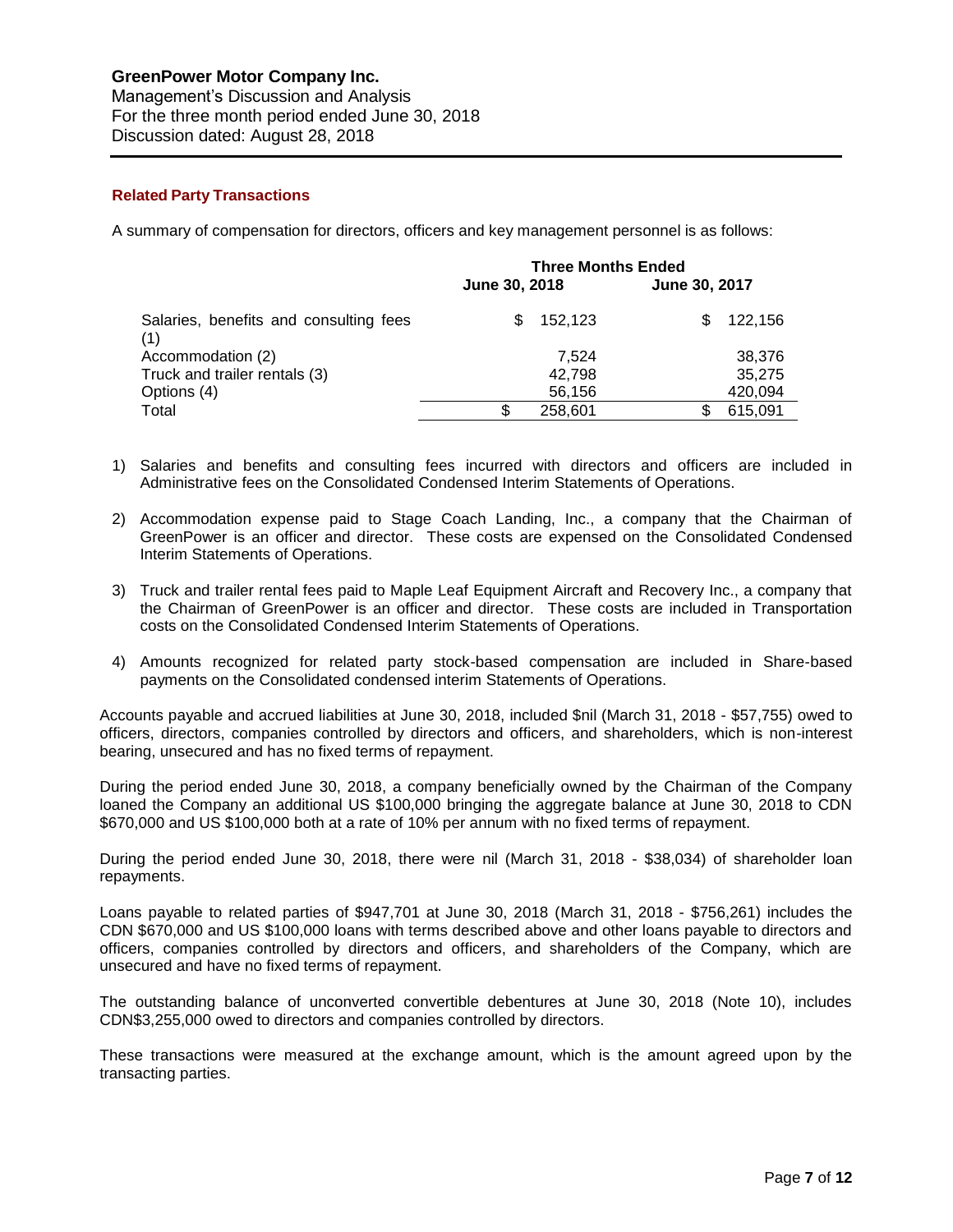## Related Party Transactions

A summary of compensation for directors, officers and key management personnel is as follows:

| | Three Months Ended | |
|---|---|---|
| | June 30, 2018 | June 30, 2017 |
| Salaries, benefits and consulting fees (1) | $ 152,123 | $ 122,156 |
| Accommodation (2) | 7,524 | 38,376 |
| Truck and trailer rentals (3) | 42,798 | 35,275 |
| Options (4) | 56,156 | 420,094 |
| Total | $ 258,601 | $ 615,091 |

1) Salaries and benefits and consulting fees incurred with directors and officers are included in Administrative fees on the Consolidated Condensed Interim Statements of Operations.

2) Accommodation expense paid to Stage Coach Landing, Inc., a company that the Chairman of GreenPower is an officer and director. These costs are expensed on the Consolidated Condensed Interim Statements of Operations.

3) Truck and trailer rental fees paid to Maple Leaf Equipment Aircraft and Recovery Inc., a company that the Chairman of GreenPower is an officer and director. These costs are included in Transportation costs on the Consolidated Condensed Interim Statements of Operations.

4) Amounts recognized for related party stock-based compensation are included in Share-based payments on the Consolidated condensed interim Statements of Operations.

Accounts payable and accrued liabilities at June 30, 2018, included $nil (March 31, 2018 - $57,755) owed to officers, directors, companies controlled by directors and officers, and shareholders, which is non-interest bearing, unsecured and has no fixed terms of repayment.

During the period ended June 30, 2018, a company beneficially owned by the Chairman of the Company loaned the Company an additional US $100,000 bringing the aggregate balance at June 30, 2018 to CDN $670,000 and US $100,000 both at a rate of 10% per annum with no fixed terms of repayment.

During the period ended June 30, 2018, there were nil (March 31, 2018 - $38,034) of shareholder loan repayments.

Loans payable to related parties of $947,701 at June 30, 2018 (March 31, 2018 - $756,261) includes the CDN $670,000 and US $100,000 loans with terms described above and other loans payable to directors and officers, companies controlled by directors and officers, and shareholders of the Company, which are unsecured and have no fixed terms of repayment.

The outstanding balance of unconverted convertible debentures at June 30, 2018 (Note 10), includes CDN$3,255,000 owed to directors and companies controlled by directors.

These transactions were measured at the exchange amount, which is the amount agreed upon by the transacting parties.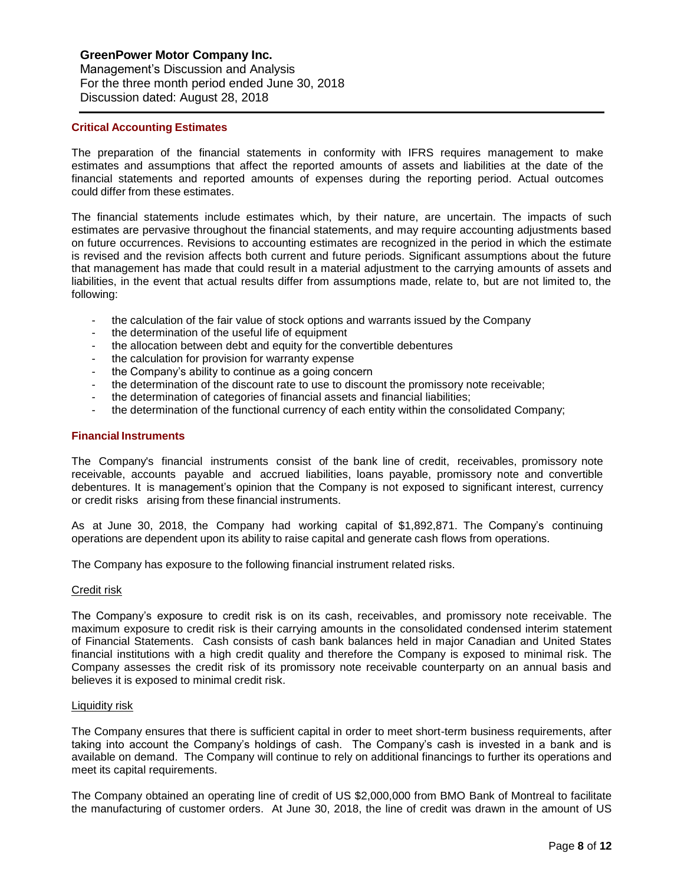## Critical Accounting Estimates

The preparation of the financial statements in conformity with IFRS requires management to make estimates and assumptions that affect the reported amounts of assets and liabilities at the date of the financial statements and reported amounts of expenses during the reporting period. Actual outcomes could differ from these estimates.

The financial statements include estimates which, by their nature, are uncertain. The impacts of such estimates are pervasive throughout the financial statements, and may require accounting adjustments based on future occurrences. Revisions to accounting estimates are recognized in the period in which the estimate is revised and the revision affects both current and future periods. Significant assumptions about the future that management has made that could result in a material adjustment to the carrying amounts of assets and liabilities, in the event that actual results differ from assumptions made, relate to, but are not limited to, the following:

- the calculation of the fair value of stock options and warrants issued by the Company
- the determination of the useful life of equipment
- the allocation between debt and equity for the convertible debentures
- the calculation for provision for warranty expense
- the Company's ability to continue as a going concern
- the determination of the discount rate to use to discount the promissory note receivable;
- the determination of categories of financial assets and financial liabilities;
- the determination of the functional currency of each entity within the consolidated Company;

## Financial Instruments

The Company's financial instruments consist of the bank line of credit, receivables, promissory note receivable, accounts payable and accrued liabilities, loans payable, promissory note and convertible debentures. It is management's opinion that the Company is not exposed to significant interest, currency or credit risks arising from these financial instruments.

As at June 30, 2018, the Company had working capital of $1,892,871. The Company's continuing operations are dependent upon its ability to raise capital and generate cash flows from operations.

The Company has exposure to the following financial instrument related risks.

### Credit risk

The Company's exposure to credit risk is on its cash, receivables, and promissory note receivable. The maximum exposure to credit risk is their carrying amounts in the consolidated condensed interim statement of Financial Statements. Cash consists of cash bank balances held in major Canadian and United States financial institutions with a high credit quality and therefore the Company is exposed to minimal risk. The Company assesses the credit risk of its promissory note receivable counterparty on an annual basis and believes it is exposed to minimal credit risk.

### Liquidity risk

The Company ensures that there is sufficient capital in order to meet short-term business requirements, after taking into account the Company's holdings of cash. The Company's cash is invested in a bank and is available on demand. The Company will continue to rely on additional financings to further its operations and meet its capital requirements.

The Company obtained an operating line of credit of US $2,000,000 from BMO Bank of Montreal to facilitate the manufacturing of customer orders. At June 30, 2018, the line of credit was drawn in the amount of US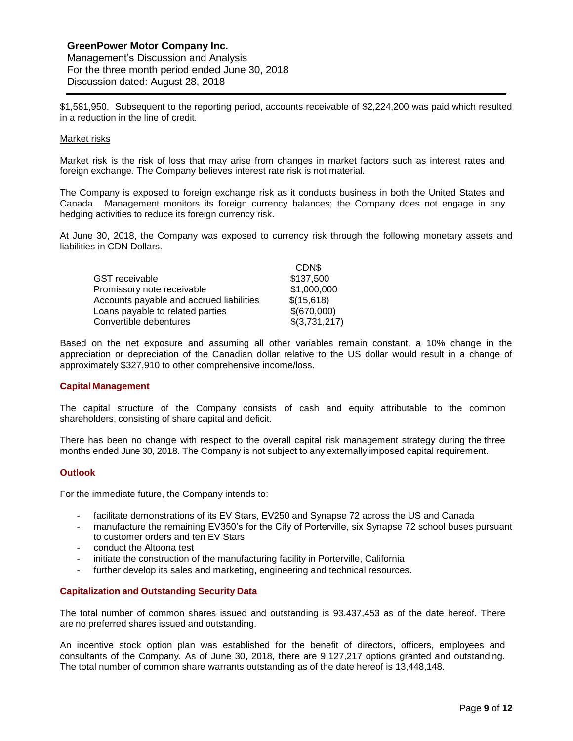$1,581,950. Subsequent to the reporting period, accounts receivable of $2,224,200 was paid which resulted in a reduction in the line of credit.

Market risks

Market risk is the risk of loss that may arise from changes in market factors such as interest rates and foreign exchange. The Company believes interest rate risk is not material.

The Company is exposed to foreign exchange risk as it conducts business in both the United States and Canada. Management monitors its foreign currency balances; the Company does not engage in any hedging activities to reduce its foreign currency risk.

At June 30, 2018, the Company was exposed to currency risk through the following monetary assets and liabilities in CDN Dollars.

| | CDN$ |
|---|---|
| GST receivable | $137,500 |
| Promissory note receivable | $1,000,000 |
| Accounts payable and accrued liabilities | $(15,618) |
| Loans payable to related parties | $(670,000) |
| Convertible debentures | $(3,731,217) |

Based on the net exposure and assuming all other variables remain constant, a 10% change in the appreciation or depreciation of the Canadian dollar relative to the US dollar would result in a change of approximately $327,910 to other comprehensive income/loss.

## Capital Management

The capital structure of the Company consists of cash and equity attributable to the common shareholders, consisting of share capital and deficit.

There has been no change with respect to the overall capital risk management strategy during the three months ended June 30, 2018. The Company is not subject to any externally imposed capital requirement.

## Outlook

For the immediate future, the Company intends to:

- facilitate demonstrations of its EV Stars, EV250 and Synapse 72 across the US and Canada
- manufacture the remaining EV350's for the City of Porterville, six Synapse 72 school buses pursuant to customer orders and ten EV Stars
- conduct the Altoona test
- initiate the construction of the manufacturing facility in Porterville, California
- further develop its sales and marketing, engineering and technical resources.

## Capitalization and Outstanding Security Data

The total number of common shares issued and outstanding is 93,437,453 as of the date hereof. There are no preferred shares issued and outstanding.

An incentive stock option plan was established for the benefit of directors, officers, employees and consultants of the Company. As of June 30, 2018, there are 9,127,217 options granted and outstanding. The total number of common share warrants outstanding as of the date hereof is 13,448,148.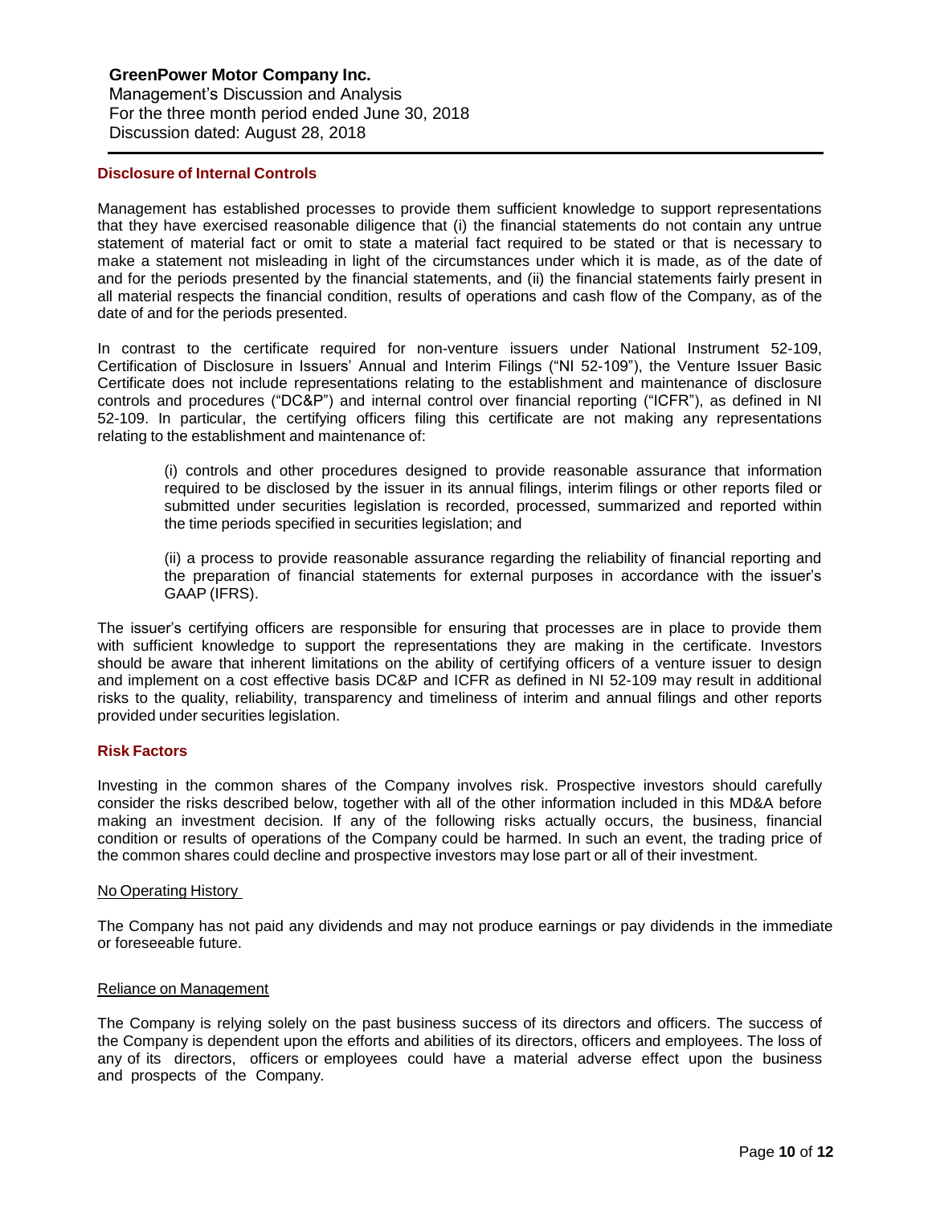## Disclosure of Internal Controls

Management has established processes to provide them sufficient knowledge to support representations that they have exercised reasonable diligence that (i) the financial statements do not contain any untrue statement of material fact or omit to state a material fact required to be stated or that is necessary to make a statement not misleading in light of the circumstances under which it is made, as of the date of and for the periods presented by the financial statements, and (ii) the financial statements fairly present in all material respects the financial condition, results of operations and cash flow of the Company, as of the date of and for the periods presented.

In contrast to the certificate required for non-venture issuers under National Instrument 52-109, Certification of Disclosure in Issuers' Annual and Interim Filings ("NI 52-109"), the Venture Issuer Basic Certificate does not include representations relating to the establishment and maintenance of disclosure controls and procedures ("DC&P") and internal control over financial reporting ("ICFR"), as defined in NI 52-109. In particular, the certifying officers filing this certificate are not making any representations relating to the establishment and maintenance of:

> (i) controls and other procedures designed to provide reasonable assurance that information required to be disclosed by the issuer in its annual filings, interim filings or other reports filed or submitted under securities legislation is recorded, processed, summarized and reported within the time periods specified in securities legislation; and
>
> (ii) a process to provide reasonable assurance regarding the reliability of financial reporting and the preparation of financial statements for external purposes in accordance with the issuer's GAAP (IFRS).

The issuer's certifying officers are responsible for ensuring that processes are in place to provide them with sufficient knowledge to support the representations they are making in the certificate. Investors should be aware that inherent limitations on the ability of certifying officers of a venture issuer to design and implement on a cost effective basis DC&P and ICFR as defined in NI 52-109 may result in additional risks to the quality, reliability, transparency and timeliness of interim and annual filings and other reports provided under securities legislation.

## Risk Factors

Investing in the common shares of the Company involves risk. Prospective investors should carefully consider the risks described below, together with all of the other information included in this MD&A before making an investment decision. If any of the following risks actually occurs, the business, financial condition or results of operations of the Company could be harmed. In such an event, the trading price of the common shares could decline and prospective investors may lose part or all of their investment.

### No Operating History

The Company has not paid any dividends and may not produce earnings or pay dividends in the immediate or foreseeable future.

### Reliance on Management

The Company is relying solely on the past business success of its directors and officers. The success of the Company is dependent upon the efforts and abilities of its directors, officers and employees. The loss of any of its directors, officers or employees could have a material adverse effect upon the business and prospects of the Company.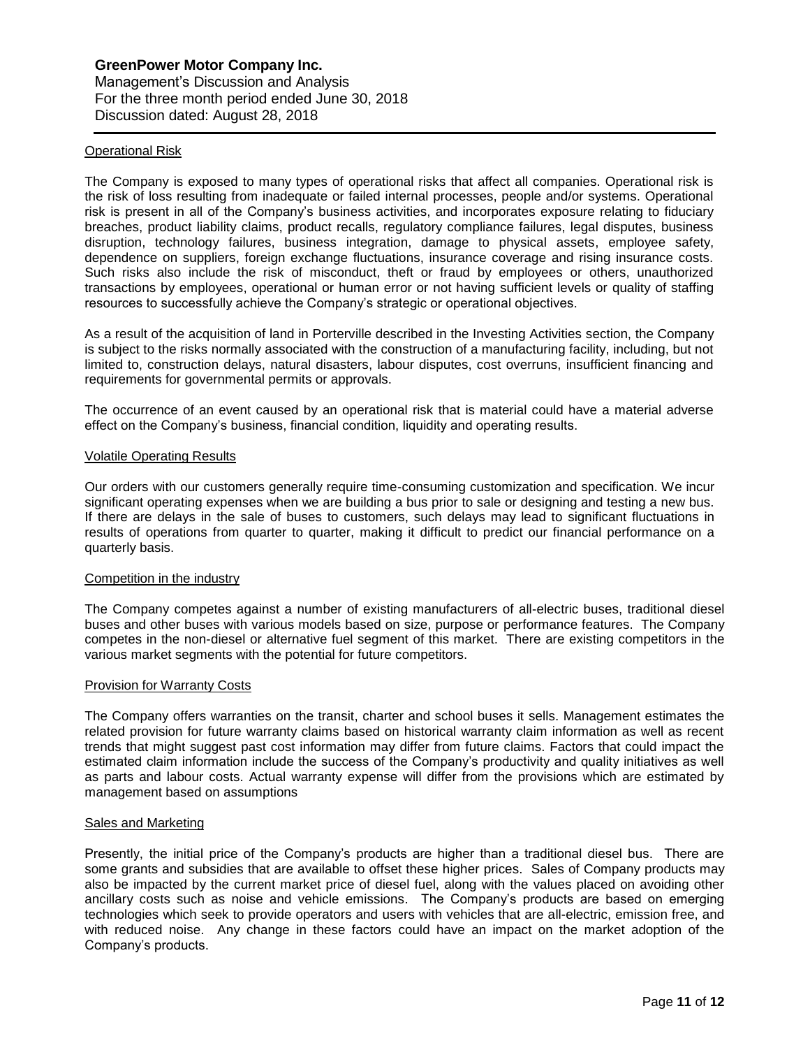#### Operational Risk

The Company is exposed to many types of operational risks that affect all companies. Operational risk is the risk of loss resulting from inadequate or failed internal processes, people and/or systems. Operational risk is present in all of the Company's business activities, and incorporates exposure relating to fiduciary breaches, product liability claims, product recalls, regulatory compliance failures, legal disputes, business disruption, technology failures, business integration, damage to physical assets, employee safety, dependence on suppliers, foreign exchange fluctuations, insurance coverage and rising insurance costs. Such risks also include the risk of misconduct, theft or fraud by employees or others, unauthorized transactions by employees, operational or human error or not having sufficient levels or quality of staffing resources to successfully achieve the Company's strategic or operational objectives.

As a result of the acquisition of land in Porterville described in the Investing Activities section, the Company is subject to the risks normally associated with the construction of a manufacturing facility, including, but not limited to, construction delays, natural disasters, labour disputes, cost overruns, insufficient financing and requirements for governmental permits or approvals.

The occurrence of an event caused by an operational risk that is material could have a material adverse effect on the Company's business, financial condition, liquidity and operating results.

#### Volatile Operating Results

Our orders with our customers generally require time-consuming customization and specification. We incur significant operating expenses when we are building a bus prior to sale or designing and testing a new bus. If there are delays in the sale of buses to customers, such delays may lead to significant fluctuations in results of operations from quarter to quarter, making it difficult to predict our financial performance on a quarterly basis.

#### Competition in the industry

The Company competes against a number of existing manufacturers of all-electric buses, traditional diesel buses and other buses with various models based on size, purpose or performance features. The Company competes in the non-diesel or alternative fuel segment of this market. There are existing competitors in the various market segments with the potential for future competitors.

#### Provision for Warranty Costs

The Company offers warranties on the transit, charter and school buses it sells. Management estimates the related provision for future warranty claims based on historical warranty claim information as well as recent trends that might suggest past cost information may differ from future claims. Factors that could impact the estimated claim information include the success of the Company's productivity and quality initiatives as well as parts and labour costs. Actual warranty expense will differ from the provisions which are estimated by management based on assumptions

#### Sales and Marketing

Presently, the initial price of the Company's products are higher than a traditional diesel bus. There are some grants and subsidies that are available to offset these higher prices. Sales of Company products may also be impacted by the current market price of diesel fuel, along with the values placed on avoiding other ancillary costs such as noise and vehicle emissions. The Company's products are based on emerging technologies which seek to provide operators and users with vehicles that are all-electric, emission free, and with reduced noise. Any change in these factors could have an impact on the market adoption of the Company's products.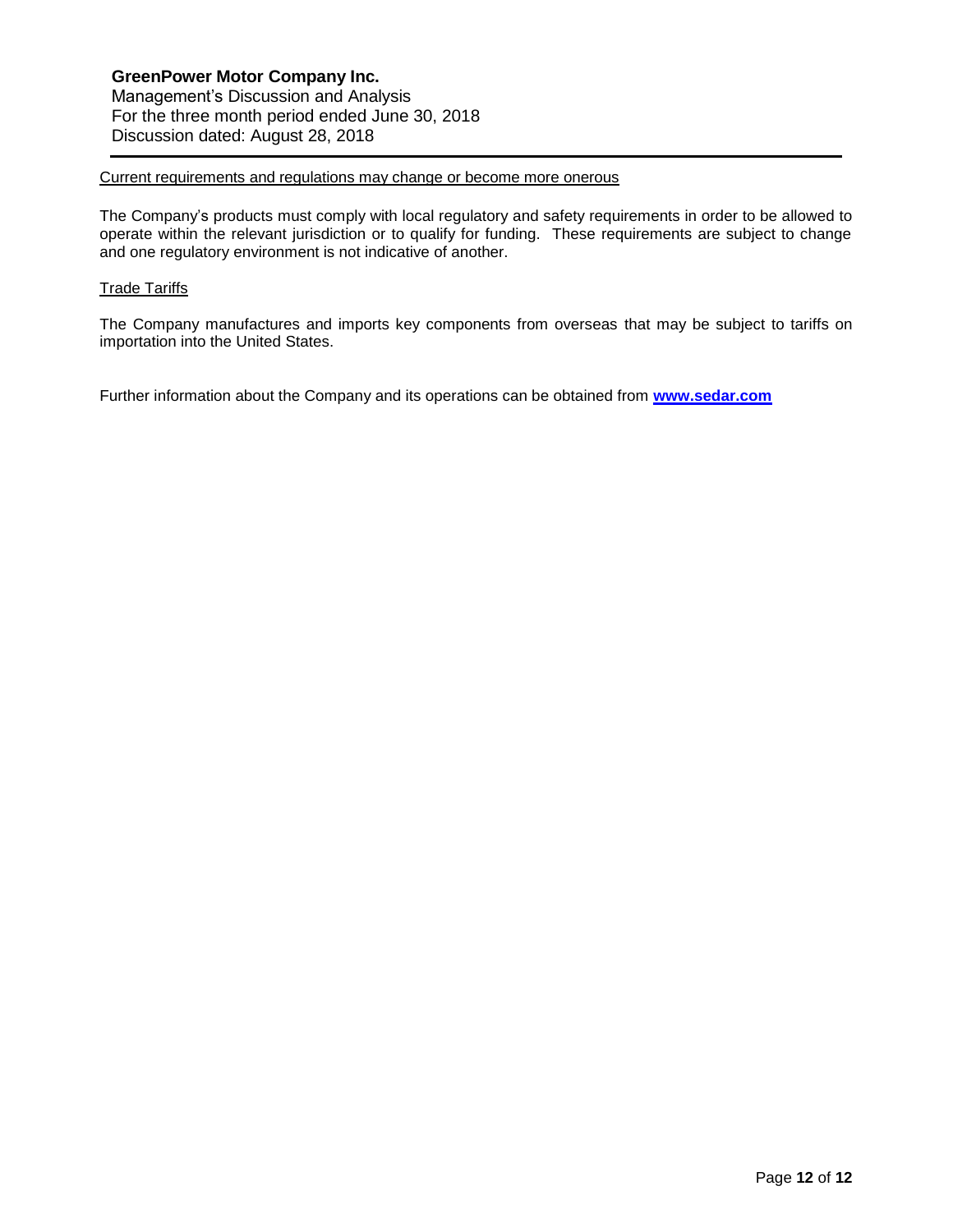Current requirements and regulations may change or become more onerous

The Company's products must comply with local regulatory and safety requirements in order to be allowed to operate within the relevant jurisdiction or to qualify for funding. These requirements are subject to change and one regulatory environment is not indicative of another.

Trade Tariffs

The Company manufactures and imports key components from overseas that may be subject to tariffs on importation into the United States.

Further information about the Company and its operations can be obtained from **www.sedar.com**